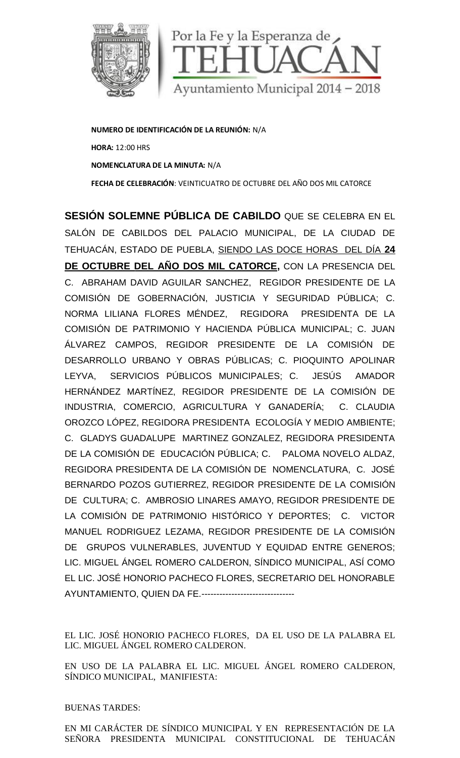Por la Fe y la Esperanza de
TEHUACÁN
Ayuntamiento Municipal 2014 – 2018

**NUMERO DE IDENTIFICACIÓN DE LA REUNIÓN:** N/A

**HORA:** 12:00 HRS

**NOMENCLATURA DE LA MINUTA:** N/A

**FECHA DE CELEBRACIÓN**: VEINTICUATRO DE OCTUBRE DEL AÑO DOS MIL CATORCE

**SESIÓN SOLEMNE PÚBLICA DE CABILDO** QUE SE CELEBRA EN EL SALÓN DE CABILDOS DEL PALACIO MUNICIPAL, DE LA CIUDAD DE TEHUACÁN, ESTADO DE PUEBLA, SIENDO LAS DOCE HORAS DEL DÍA **24 DE OCTUBRE DEL AÑO DOS MIL CATORCE,** CON LA PRESENCIA DEL C. ABRAHAM DAVID AGUILAR SANCHEZ, REGIDOR PRESIDENTE DE LA COMISIÓN DE GOBERNACIÓN, JUSTICIA Y SEGURIDAD PÚBLICA; C. NORMA LILIANA FLORES MÉNDEZ, REGIDORA PRESIDENTA DE LA COMISIÓN DE PATRIMONIO Y HACIENDA PÚBLICA MUNICIPAL; C. JUAN ÁLVAREZ CAMPOS, REGIDOR PRESIDENTE DE LA COMISIÓN DE DESARROLLO URBANO Y OBRAS PÚBLICAS; C. PIOQUINTO APOLINAR LEYVA, SERVICIOS PÚBLICOS MUNICIPALES; C. JESÚS AMADOR HERNÁNDEZ MARTÍNEZ, REGIDOR PRESIDENTE DE LA COMISIÓN DE INDUSTRIA, COMERCIO, AGRICULTURA Y GANADERÍA; C. CLAUDIA OROZCO LÓPEZ, REGIDORA PRESIDENTA ECOLOGÍA Y MEDIO AMBIENTE; C. GLADYS GUADALUPE MARTINEZ GONZALEZ, REGIDORA PRESIDENTA DE LA COMISIÓN DE EDUCACIÓN PÚBLICA; C. PALOMA NOVELO ALDAZ, REGIDORA PRESIDENTA DE LA COMISIÓN DE NOMENCLATURA, C. JOSÉ BERNARDO POZOS GUTIERREZ, REGIDOR PRESIDENTE DE LA COMISIÓN DE CULTURA; C. AMBROSIO LINARES AMAYO, REGIDOR PRESIDENTE DE LA COMISIÓN DE PATRIMONIO HISTÓRICO Y DEPORTES; C. VICTOR MANUEL RODRIGUEZ LEZAMA, REGIDOR PRESIDENTE DE LA COMISIÓN DE GRUPOS VULNERABLES, JUVENTUD Y EQUIDAD ENTRE GENEROS; LIC. MIGUEL ÁNGEL ROMERO CALDERON, SÍNDICO MUNICIPAL, ASÍ COMO EL LIC. JOSÉ HONORIO PACHECO FLORES, SECRETARIO DEL HONORABLE AYUNTAMIENTO, QUIEN DA FE.-------------------------------

EL LIC. JOSÉ HONORIO PACHECO FLORES, DA EL USO DE LA PALABRA EL LIC. MIGUEL ÁNGEL ROMERO CALDERON.

EN USO DE LA PALABRA EL LIC. MIGUEL ÁNGEL ROMERO CALDERON, SÍNDICO MUNICIPAL, MANIFIESTA:

BUENAS TARDES:

EN MI CARÁCTER DE SÍNDICO MUNICIPAL Y EN REPRESENTACIÓN DE LA SEÑORA PRESIDENTA MUNICIPAL CONSTITUCIONAL DE TEHUACÁN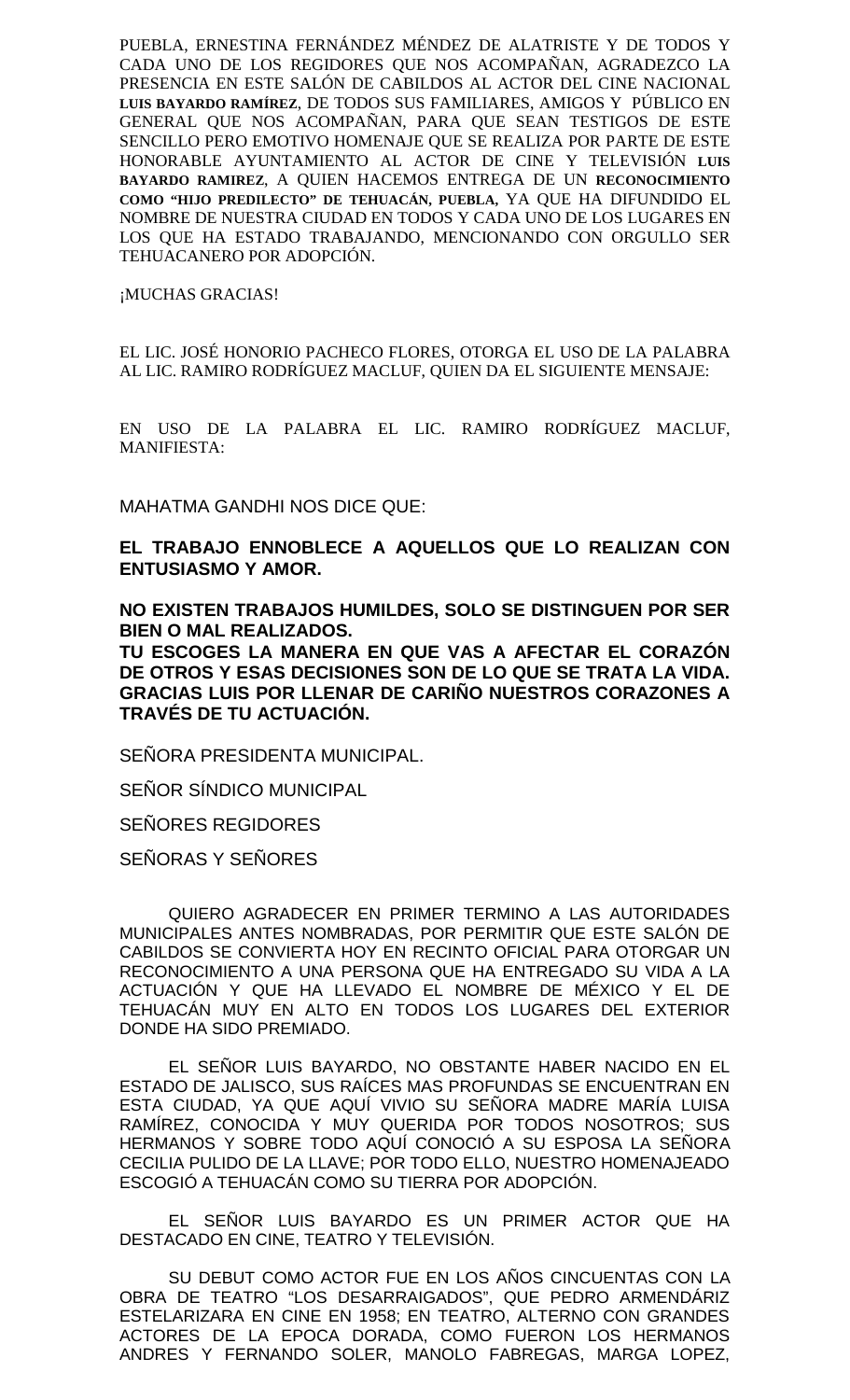PUEBLA, ERNESTINA FERNÁNDEZ MÉNDEZ DE ALATRISTE Y DE TODOS Y CADA UNO DE LOS REGIDORES QUE NOS ACOMPAÑAN, AGRADEZCO LA PRESENCIA EN ESTE SALÓN DE CABILDOS AL ACTOR DEL CINE NACIONAL **LUIS BAYARDO RAMÍREZ**, DE TODOS SUS FAMILIARES, AMIGOS Y PÚBLICO EN GENERAL QUE NOS ACOMPAÑAN, PARA QUE SEAN TESTIGOS DE ESTE SENCILLO PERO EMOTIVO HOMENAJE QUE SE REALIZA POR PARTE DE ESTE HONORABLE AYUNTAMIENTO AL ACTOR DE CINE Y TELEVISIÓN **LUIS BAYARDO RAMIREZ**, A QUIEN HACEMOS ENTREGA DE UN **RECONOCIMIENTO COMO "HIJO PREDILECTO" DE TEHUACÁN, PUEBLA,** YA QUE HA DIFUNDIDO EL NOMBRE DE NUESTRA CIUDAD EN TODOS Y CADA UNO DE LOS LUGARES EN LOS QUE HA ESTADO TRABAJANDO, MENCIONANDO CON ORGULLO SER TEHUACANERO POR ADOPCIÓN.

¡MUCHAS GRACIAS!

EL LIC. JOSÉ HONORIO PACHECO FLORES, OTORGA EL USO DE LA PALABRA AL LIC. RAMIRO RODRÍGUEZ MACLUF, QUIEN DA EL SIGUIENTE MENSAJE:

EN USO DE LA PALABRA EL LIC. RAMIRO RODRÍGUEZ MACLUF, MANIFIESTA:

MAHATMA GANDHI NOS DICE QUE:

**EL TRABAJO ENNOBLECE A AQUELLOS QUE LO REALIZAN CON ENTUSIASMO Y AMOR.**

**NO EXISTEN TRABAJOS HUMILDES, SOLO SE DISTINGUEN POR SER BIEN O MAL REALIZADOS.**
**TU ESCOGES LA MANERA EN QUE VAS A AFECTAR EL CORAZÓN DE OTROS Y ESAS DECISIONES SON DE LO QUE SE TRATA LA VIDA.**
**GRACIAS LUIS POR LLENAR DE CARIÑO NUESTROS CORAZONES A TRAVÉS DE TU ACTUACIÓN.**

SEÑORA PRESIDENTA MUNICIPAL.

SEÑOR SÍNDICO MUNICIPAL

SEÑORES REGIDORES

SEÑORAS Y SEÑORES

QUIERO AGRADECER EN PRIMER TERMINO A LAS AUTORIDADES MUNICIPALES ANTES NOMBRADAS, POR PERMITIR QUE ESTE SALÓN DE CABILDOS SE CONVIERTA HOY EN RECINTO OFICIAL PARA OTORGAR UN RECONOCIMIENTO A UNA PERSONA QUE HA ENTREGADO SU VIDA A LA ACTUACIÓN Y QUE HA LLEVADO EL NOMBRE DE MÉXICO Y EL DE TEHUACÁN MUY EN ALTO EN TODOS LOS LUGARES DEL EXTERIOR DONDE HA SIDO PREMIADO.

EL SEÑOR LUIS BAYARDO, NO OBSTANTE HABER NACIDO EN EL ESTADO DE JALISCO, SUS RAÍCES MAS PROFUNDAS SE ENCUENTRAN EN ESTA CIUDAD, YA QUE AQUÍ VIVIO SU SEÑORA MADRE MARÍA LUISA RAMÍREZ, CONOCIDA Y MUY QUERIDA POR TODOS NOSOTROS; SUS HERMANOS Y SOBRE TODO AQUÍ CONOCIÓ A SU ESPOSA LA SEÑORA CECILIA PULIDO DE LA LLAVE; POR TODO ELLO, NUESTRO HOMENAJEADO ESCOGIÓ A TEHUACÁN COMO SU TIERRA POR ADOPCIÓN.

EL SEÑOR LUIS BAYARDO ES UN PRIMER ACTOR QUE HA DESTACADO EN CINE, TEATRO Y TELEVISIÓN.

SU DEBUT COMO ACTOR FUE EN LOS AÑOS CINCUENTAS CON LA OBRA DE TEATRO "LOS DESARRAIGADOS", QUE PEDRO ARMENDÁRIZ ESTELARIZARA EN CINE EN 1958; EN TEATRO, ALTERNO CON GRANDES ACTORES DE LA EPOCA DORADA, COMO FUERON LOS HERMANOS ANDRES Y FERNANDO SOLER, MANOLO FABREGAS, MARGA LOPEZ,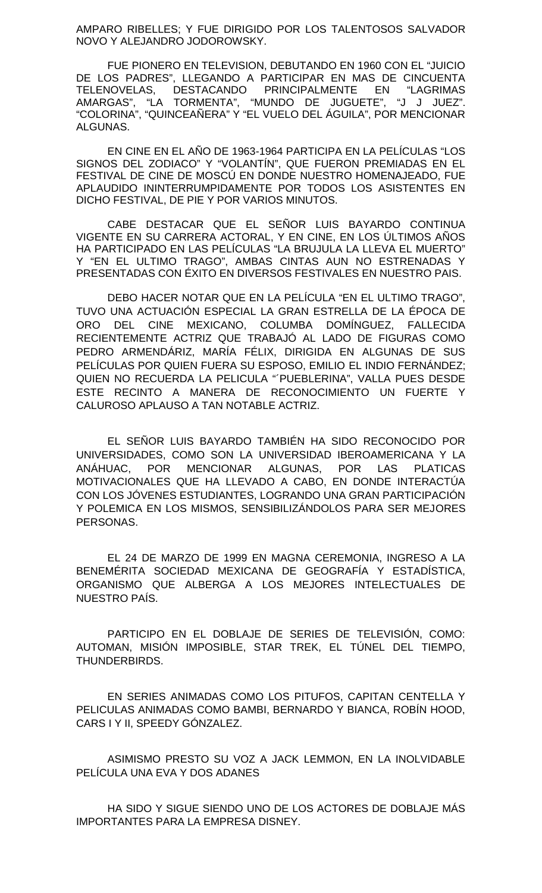AMPARO RIBELLES; Y FUE DIRIGIDO POR LOS TALENTOSOS SALVADOR NOVO Y ALEJANDRO JODOROWSKY.

FUE PIONERO EN TELEVISION, DEBUTANDO EN 1960 CON EL "JUICIO DE LOS PADRES", LLEGANDO A PARTICIPAR EN MAS DE CINCUENTA TELENOVELAS, DESTACANDO PRINCIPALMENTE EN "LAGRIMAS AMARGAS", "LA TORMENTA", "MUNDO DE JUGUETE", "J J JUEZ". "COLORINA", "QUINCEAÑERA" Y "EL VUELO DEL ÁGUILA", POR MENCIONAR ALGUNAS.

EN CINE EN EL AÑO DE 1963-1964 PARTICIPA EN LA PELÍCULAS "LOS SIGNOS DEL ZODIACO" Y "VOLANTÍN", QUE FUERON PREMIADAS EN EL FESTIVAL DE CINE DE MOSCÚ EN DONDE NUESTRO HOMENAJEADO, FUE APLAUDIDO ININTERRUMPIDAMENTE POR TODOS LOS ASISTENTES EN DICHO FESTIVAL, DE PIE Y POR VARIOS MINUTOS.

CABE DESTACAR QUE EL SEÑOR LUIS BAYARDO CONTINUA VIGENTE EN SU CARRERA ACTORAL, Y EN CINE, EN LOS ÚLTIMOS AÑOS HA PARTICIPADO EN LAS PELÍCULAS "LA BRUJULA LA LLEVA EL MUERTO" Y "EN EL ULTIMO TRAGO", AMBAS CINTAS AUN NO ESTRENADAS Y PRESENTADAS CON ÉXITO EN DIVERSOS FESTIVALES EN NUESTRO PAIS.

DEBO HACER NOTAR QUE EN LA PELÍCULA "EN EL ULTIMO TRAGO", TUVO UNA ACTUACIÓN ESPECIAL LA GRAN ESTRELLA DE LA ÉPOCA DE ORO DEL CINE MEXICANO, COLUMBA DOMÍNGUEZ, FALLECIDA RECIENTEMENTE ACTRIZ QUE TRABAJÓ AL LADO DE FIGURAS COMO PEDRO ARMENDÁRIZ, MARÍA FÉLIX, DIRIGIDA EN ALGUNAS DE SUS PELÍCULAS POR QUIEN FUERA SU ESPOSO, EMILIO EL INDIO FERNÁNDEZ; QUIEN NO RECUERDA LA PELICULA "´PUEBLERINA", VALLA PUES DESDE ESTE RECINTO A MANERA DE RECONOCIMIENTO UN FUERTE Y CALUROSO APLAUSO A TAN NOTABLE ACTRIZ.

EL SEÑOR LUIS BAYARDO TAMBIÉN HA SIDO RECONOCIDO POR UNIVERSIDADES, COMO SON LA UNIVERSIDAD IBEROAMERICANA Y LA ANÁHUAC, POR MENCIONAR ALGUNAS, POR LAS PLATICAS MOTIVACIONALES QUE HA LLEVADO A CABO, EN DONDE INTERACTÚA CON LOS JÓVENES ESTUDIANTES, LOGRANDO UNA GRAN PARTICIPACIÓN Y POLEMICA EN LOS MISMOS, SENSIBILIZÁNDOLOS PARA SER MEJORES PERSONAS.

EL 24 DE MARZO DE 1999 EN MAGNA CEREMONIA, INGRESO A LA BENEMÉRITA SOCIEDAD MEXICANA DE GEOGRAFÍA Y ESTADÍSTICA, ORGANISMO QUE ALBERGA A LOS MEJORES INTELECTUALES DE NUESTRO PAÍS.

PARTICIPO EN EL DOBLAJE DE SERIES DE TELEVISIÓN, COMO: AUTOMAN, MISIÓN IMPOSIBLE, STAR TREK, EL TÚNEL DEL TIEMPO, THUNDERBIRDS.

EN SERIES ANIMADAS COMO LOS PITUFOS, CAPITAN CENTELLA Y PELICULAS ANIMADAS COMO BAMBI, BERNARDO Y BIANCA, ROBÍN HOOD, CARS I Y II, SPEEDY GÓNZALEZ.

ASIMISMO PRESTO SU VOZ A JACK LEMMON, EN LA INOLVIDABLE PELÍCULA UNA EVA Y DOS ADANES

HA SIDO Y SIGUE SIENDO UNO DE LOS ACTORES DE DOBLAJE MÁS IMPORTANTES PARA LA EMPRESA DISNEY.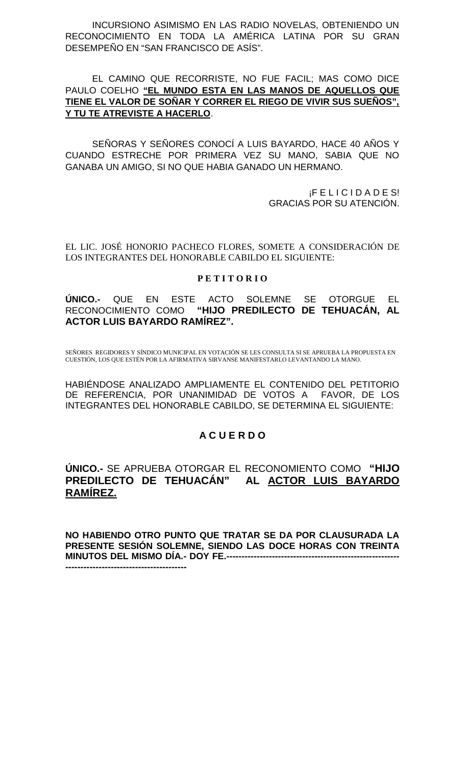INCURSIONO ASIMISMO EN LAS RADIO NOVELAS, OBTENIENDO UN RECONOCIMIENTO EN TODA LA AMÉRICA LATINA POR SU GRAN DESEMPEÑO EN "SAN FRANCISCO DE ASÍS".

EL CAMINO QUE RECORRISTE, NO FUE FACIL; MAS COMO DICE PAULO COELHO **"EL MUNDO ESTA EN LAS MANOS DE AQUELLOS QUE TIENE EL VALOR DE SOÑAR Y CORRER EL RIEGO DE VIVIR SUS SUEÑOS", Y TU TE ATREVISTE A HACERLO**.

SEÑORAS Y SEÑORES CONOCÍ A LUIS BAYARDO, HACE 40 AÑOS Y CUANDO ESTRECHE POR PRIMERA VEZ SU MANO, SABIA QUE NO GANABA UN AMIGO, SI NO QUE HABIA GANADO UN HERMANO.

¡F E L I C I D A D E S!
GRACIAS POR SU ATENCIÓN.

EL LIC. JOSÉ HONORIO PACHECO FLORES, SOMETE A CONSIDERACIÓN DE LOS INTEGRANTES DEL HONORABLE CABILDO EL SIGUIENTE:

**P E T I T O R I O**

**ÚNICO.-** QUE EN ESTE ACTO SOLEMNE SE OTORGUE EL RECONOCIMIENTO COMO **"HIJO PREDILECTO DE TEHUACÁN, AL ACTOR LUIS BAYARDO RAMÍREZ".**

SEÑORES REGIDORES Y SÍNDICO MUNICIPAL EN VOTACIÓN SE LES CONSULTA SI SE APRUEBA LA PROPUESTA EN CUESTIÓN, LOS QUE ESTÉN POR LA AFIRMATIVA SIRVANSE MANIFESTARLO LEVANTANDO LA MANO.

HABIÉNDOSE ANALIZADO AMPLIAMENTE EL CONTENIDO DEL PETITORIO DE REFERENCIA, POR UNANIMIDAD DE VOTOS A FAVOR, DE LOS INTEGRANTES DEL HONORABLE CABILDO, SE DETERMINA EL SIGUIENTE:

**A C U E R D O**

**ÚNICO.-** SE APRUEBA OTORGAR EL RECONOMIENTO COMO **"HIJO PREDILECTO DE TEHUACÁN" AL ACTOR LUIS BAYARDO RAMÍREZ.**

**NO HABIENDO OTRO PUNTO QUE TRATAR SE DA POR CLAUSURADA LA PRESENTE SESIÓN SOLEMNE, SIENDO LAS DOCE HORAS CON TREINTA MINUTOS DEL MISMO DÍA.- DOY FE.----------------------------------------------------------------------------------------------**